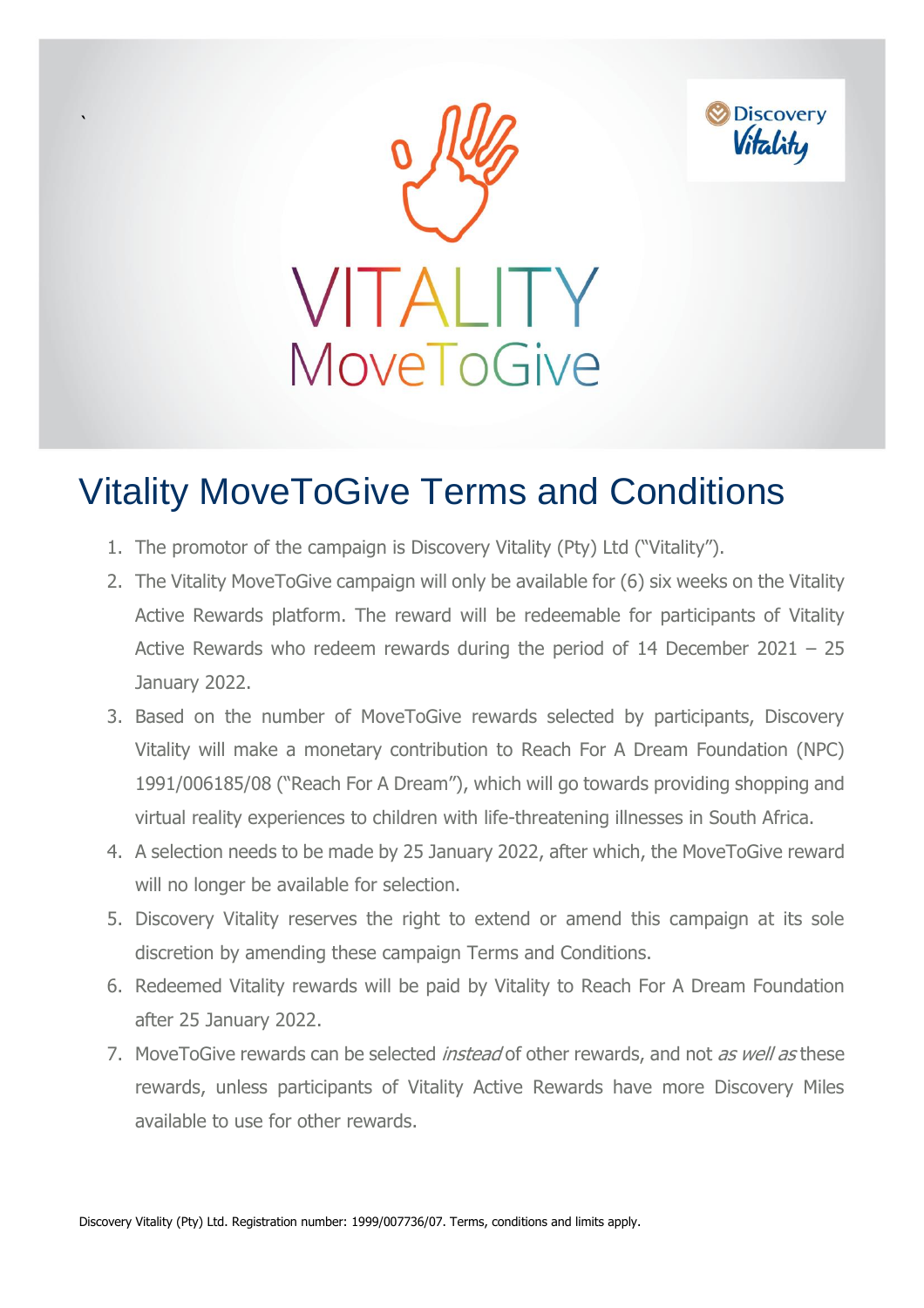# Vitality MoveToGive Terms and Conditions

1. The promotor of the campaign is Discovery Vitality (Pty) Ltd ("Vitality").
2. The Vitality MoveToGive campaign will only be available for (6) six weeks on the Vitality Active Rewards platform. The reward will be redeemable for participants of Vitality Active Rewards who redeem rewards during the period of 14 December 2021 – 25 January 2022.
3. Based on the number of MoveToGive rewards selected by participants, Discovery Vitality will make a monetary contribution to Reach For A Dream Foundation (NPC) 1991/006185/08 ("Reach For A Dream"), which will go towards providing shopping and virtual reality experiences to children with life-threatening illnesses in South Africa.
4. A selection needs to be made by 25 January 2022, after which, the MoveToGive reward will no longer be available for selection.
5. Discovery Vitality reserves the right to extend or amend this campaign at its sole discretion by amending these campaign Terms and Conditions.
6. Redeemed Vitality rewards will be paid by Vitality to Reach For A Dream Foundation after 25 January 2022.
7. MoveToGive rewards can be selected *instead* of other rewards, and not *as well as* these rewards, unless participants of Vitality Active Rewards have more Discovery Miles available to use for other rewards.

Discovery Vitality (Pty) Ltd. Registration number: 1999/007736/07. Terms, conditions and limits apply.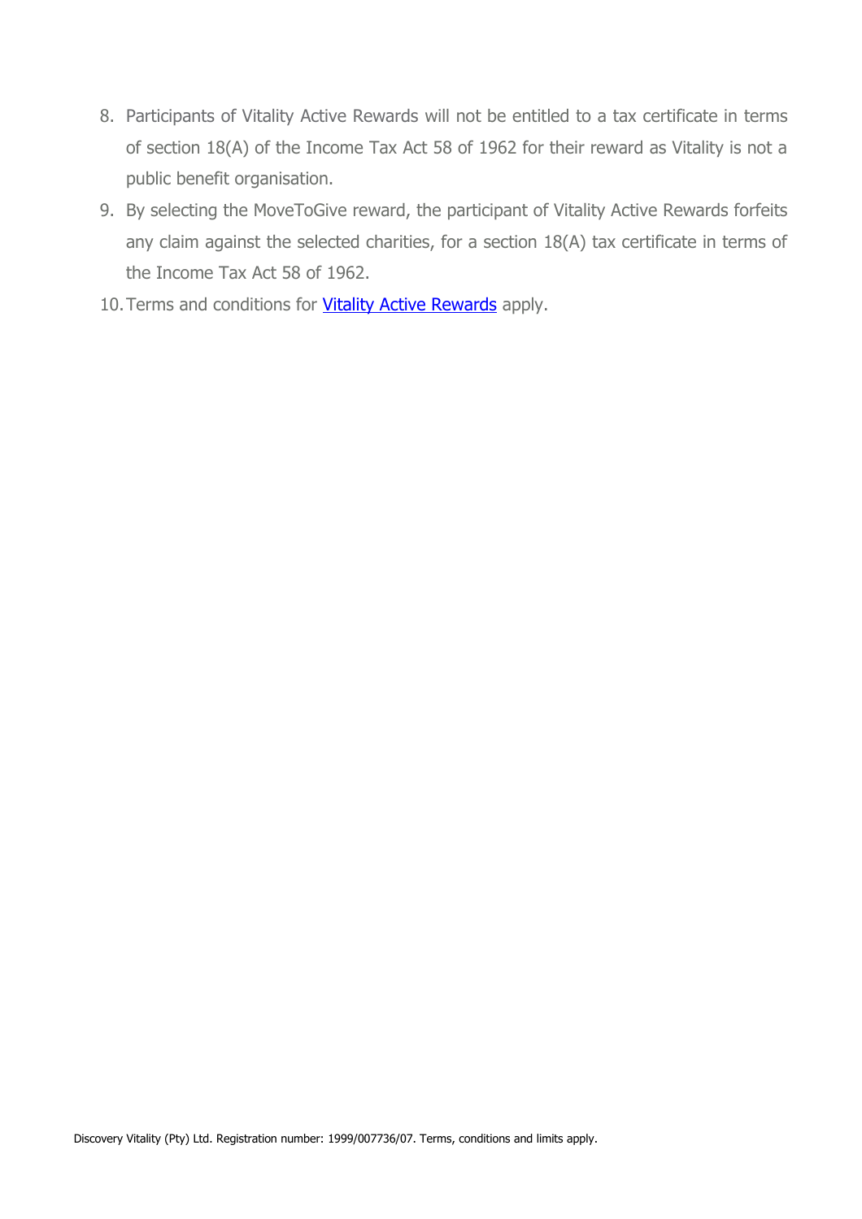8. Participants of Vitality Active Rewards will not be entitled to a tax certificate in terms of section 18(A) of the Income Tax Act 58 of 1962 for their reward as Vitality is not a public benefit organisation.
9. By selecting the MoveToGive reward, the participant of Vitality Active Rewards forfeits any claim against the selected charities, for a section 18(A) tax certificate in terms of the Income Tax Act 58 of 1962.
10. Terms and conditions for Vitality Active Rewards apply.

Discovery Vitality (Pty) Ltd. Registration number: 1999/007736/07. Terms, conditions and limits apply.